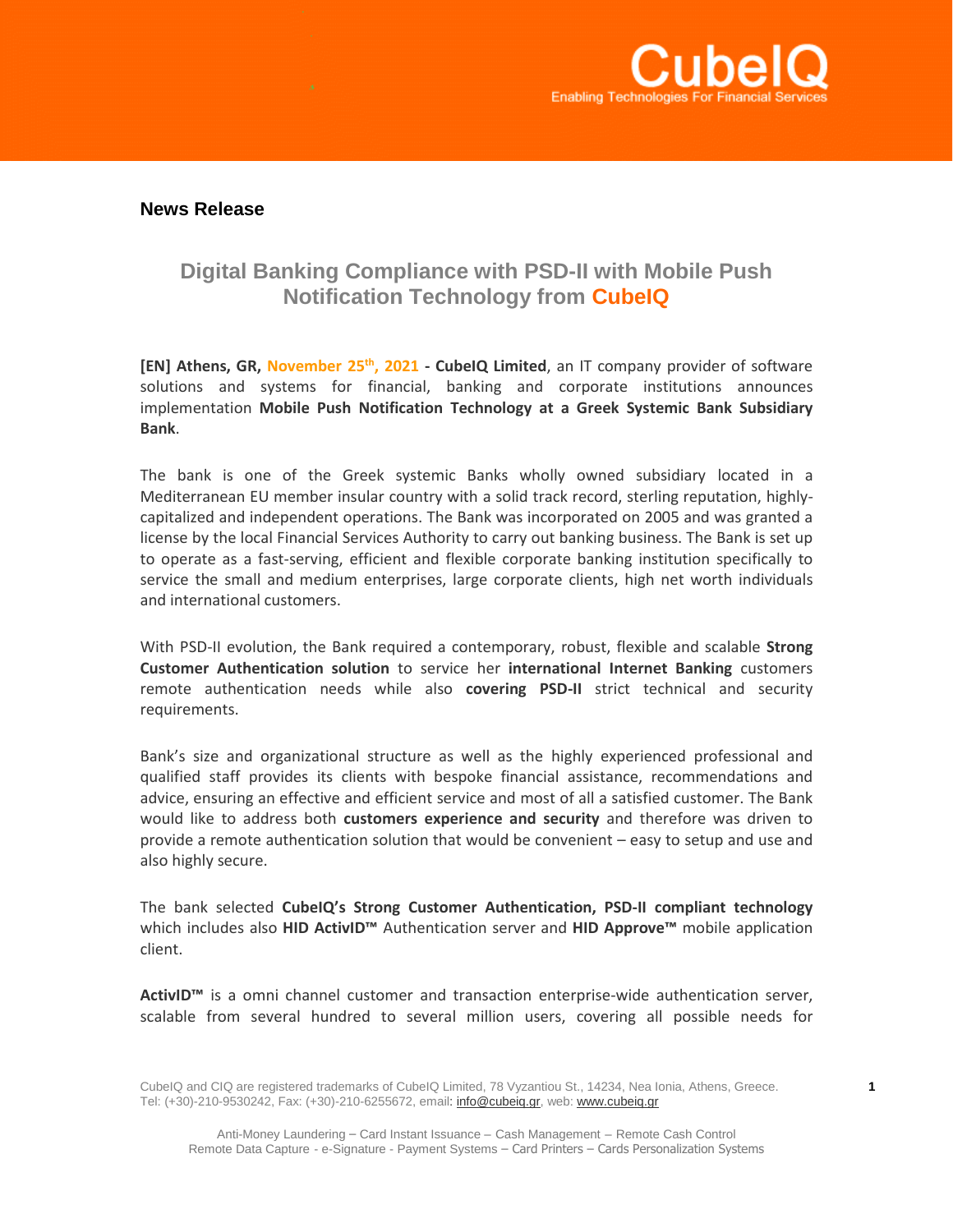**News Release**

## Digital Banking Compliance with PSD-II with Mobile Push Notification Technology from CubeIQ

**[EN] Athens, GR, November 25th, 2021 - CubeIQ Limited**, an IT company provider of software solutions and systems for financial, banking and corporate institutions announces implementation **Mobile Push Notification Technology at a Greek Systemic Bank Subsidiary Bank**.

The bank is one of the Greek systemic Banks wholly owned subsidiary located in a Mediterranean EU member insular country with a solid track record, sterling reputation, highly-capitalized and independent operations. The Bank was incorporated on 2005 and was granted a license by the local Financial Services Authority to carry out banking business. The Bank is set up to operate as a fast-serving, efficient and flexible corporate banking institution specifically to service the small and medium enterprises, large corporate clients, high net worth individuals and international customers.

With PSD-II evolution, the Bank required a contemporary, robust, flexible and scalable **Strong Customer Authentication solution** to service her **international Internet Banking** customers remote authentication needs while also **covering PSD-II** strict technical and security requirements.

Bank's size and organizational structure as well as the highly experienced professional and qualified staff provides its clients with bespoke financial assistance, recommendations and advice, ensuring an effective and efficient service and most of all a satisfied customer. The Bank would like to address both **customers experience and security** and therefore was driven to provide a remote authentication solution that would be convenient – easy to setup and use and also highly secure.

The bank selected **CubeIQ's Strong Customer Authentication, PSD-II compliant technology** which includes also **HID ActivID™** Authentication server and **HID Approve™** mobile application client.

**ActivID™** is a omni channel customer and transaction enterprise-wide authentication server, scalable from several hundred to several million users, covering all possible needs for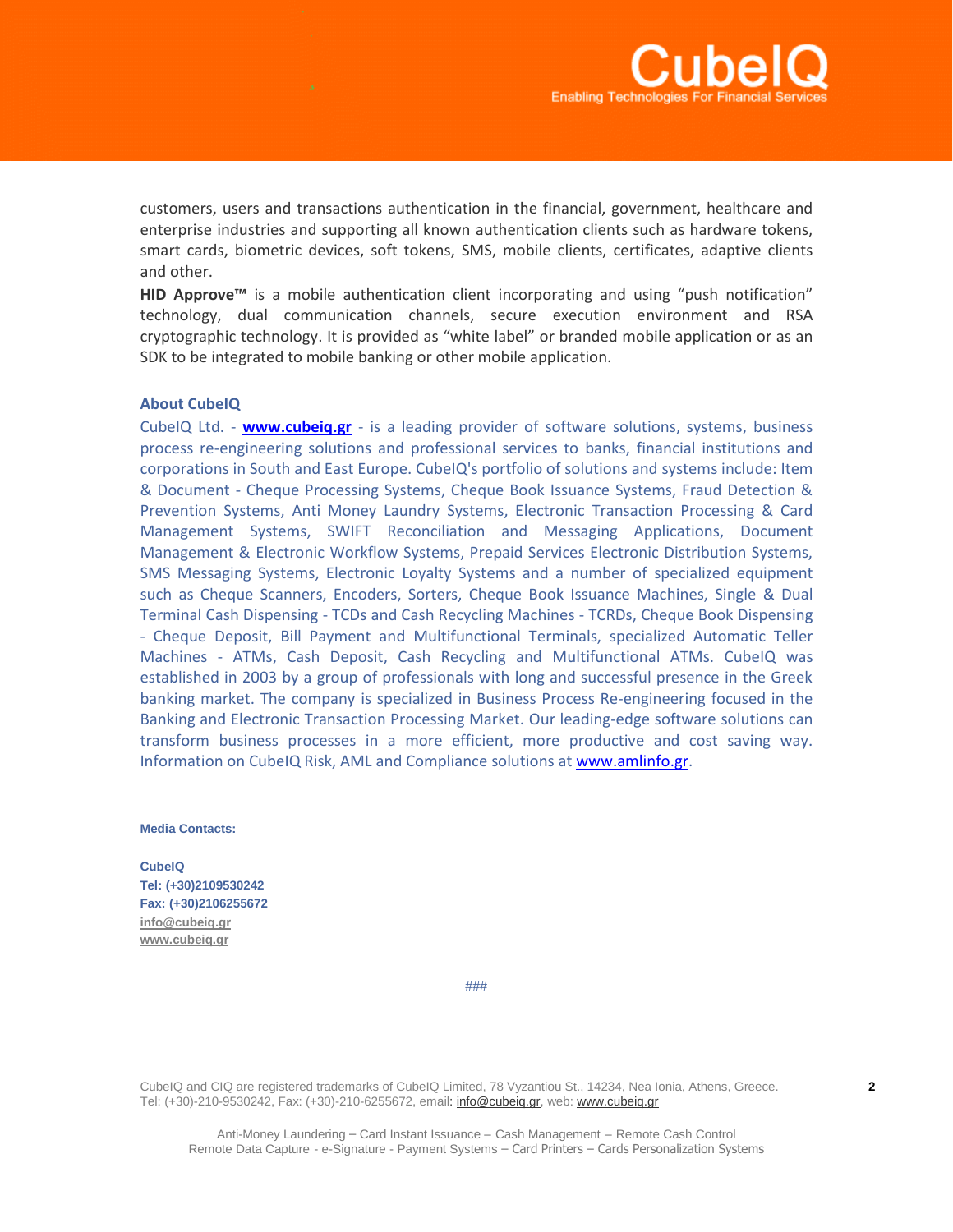customers, users and transactions authentication in the financial, government, healthcare and enterprise industries and supporting all known authentication clients such as hardware tokens, smart cards, biometric devices, soft tokens, SMS, mobile clients, certificates, adaptive clients and other.

**HID Approve™** is a mobile authentication client incorporating and using "push notification" technology, dual communication channels, secure execution environment and RSA cryptographic technology. It is provided as "white label" or branded mobile application or as an SDK to be integrated to mobile banking or other mobile application.

**About CubeIQ**

CubeIQ Ltd. - **www.cubeiq.gr** - is a leading provider of software solutions, systems, business process re-engineering solutions and professional services to banks, financial institutions and corporations in South and East Europe. CubeIQ's portfolio of solutions and systems include: Item & Document - Cheque Processing Systems, Cheque Book Issuance Systems, Fraud Detection & Prevention Systems, Anti Money Laundry Systems, Electronic Transaction Processing & Card Management Systems, SWIFT Reconciliation and Messaging Applications, Document Management & Electronic Workflow Systems, Prepaid Services Electronic Distribution Systems, SMS Messaging Systems, Electronic Loyalty Systems and a number of specialized equipment such as Cheque Scanners, Encoders, Sorters, Cheque Book Issuance Machines, Single & Dual Terminal Cash Dispensing - TCDs and Cash Recycling Machines - TCRDs, Cheque Book Dispensing - Cheque Deposit, Bill Payment and Multifunctional Terminals, specialized Automatic Teller Machines - ATMs, Cash Deposit, Cash Recycling and Multifunctional ATMs. CubeIQ was established in 2003 by a group of professionals with long and successful presence in the Greek banking market. The company is specialized in Business Process Re-engineering focused in the Banking and Electronic Transaction Processing Market. Our leading-edge software solutions can transform business processes in a more efficient, more productive and cost saving way. Information on CubeIQ Risk, AML and Compliance solutions at www.amlinfo.gr.

**Media Contacts:**

**CubeIQ**
**Tel: (+30)2109530242**
**Fax: (+30)2106255672**
**info@cubeiq.gr**
**www.cubeiq.gr**

###

CubeIQ and CIQ are registered trademarks of CubeIQ Limited, 78 Vyzantiou St., 14234, Nea Ionia, Athens, Greece.
Tel: (+30)-210-9530242, Fax: (+30)-210-6255672, email: info@cubeiq.gr, web: www.cubeiq.gr

Anti-Money Laundering – Card Instant Issuance – Cash Management – Remote Cash Control
Remote Data Capture - e-Signature - Payment Systems – Card Printers – Cards Personalization Systems